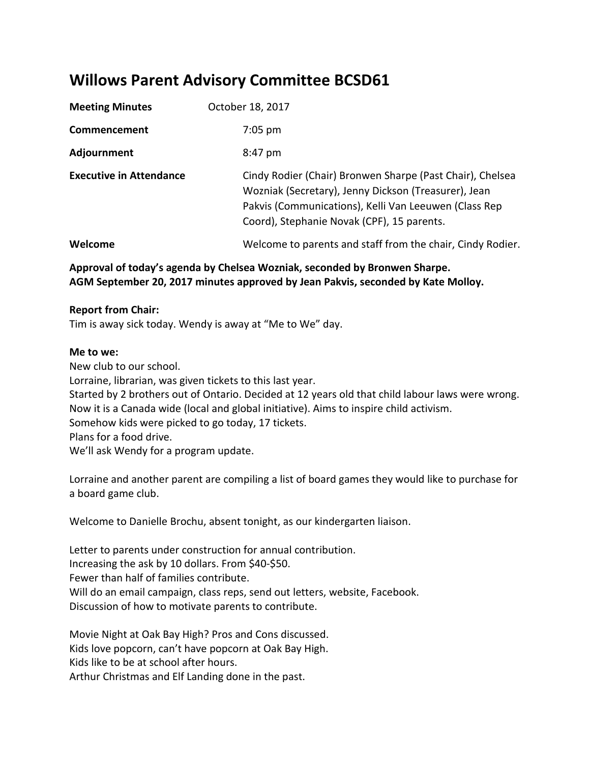# Willows Parent Advisory Committee BCSD61

| | |
|---|---|
| **Meeting Minutes** | October 18, 2017 |
| **Commencement** | 7:05 pm |
| **Adjournment** | 8:47 pm |
| **Executive in Attendance** | Cindy Rodier (Chair) Bronwen Sharpe (Past Chair), Chelsea Wozniak (Secretary), Jenny Dickson (Treasurer), Jean Pakvis (Communications), Kelli Van Leeuwen (Class Rep Coord), Stephanie Novak (CPF), 15 parents. |
| **Welcome** | Welcome to parents and staff from the chair, Cindy Rodier. |

**Approval of today's agenda by Chelsea Wozniak, seconded by Bronwen Sharpe.**
**AGM September 20, 2017 minutes approved by Jean Pakvis, seconded by Kate Molloy.**

**Report from Chair:**
Tim is away sick today. Wendy is away at "Me to We" day.

**Me to we:**
New club to our school.
Lorraine, librarian, was given tickets to this last year.
Started by 2 brothers out of Ontario. Decided at 12 years old that child labour laws were wrong.
Now it is a Canada wide (local and global initiative). Aims to inspire child activism.
Somehow kids were picked to go today, 17 tickets.
Plans for a food drive.
We'll ask Wendy for a program update.

Lorraine and another parent are compiling a list of board games they would like to purchase for a board game club.

Welcome to Danielle Brochu, absent tonight, as our kindergarten liaison.

Letter to parents under construction for annual contribution.
Increasing the ask by 10 dollars. From $40-$50.
Fewer than half of families contribute.
Will do an email campaign, class reps, send out letters, website, Facebook.
Discussion of how to motivate parents to contribute.

Movie Night at Oak Bay High? Pros and Cons discussed.
Kids love popcorn, can't have popcorn at Oak Bay High.
Kids like to be at school after hours.
Arthur Christmas and Elf Landing done in the past.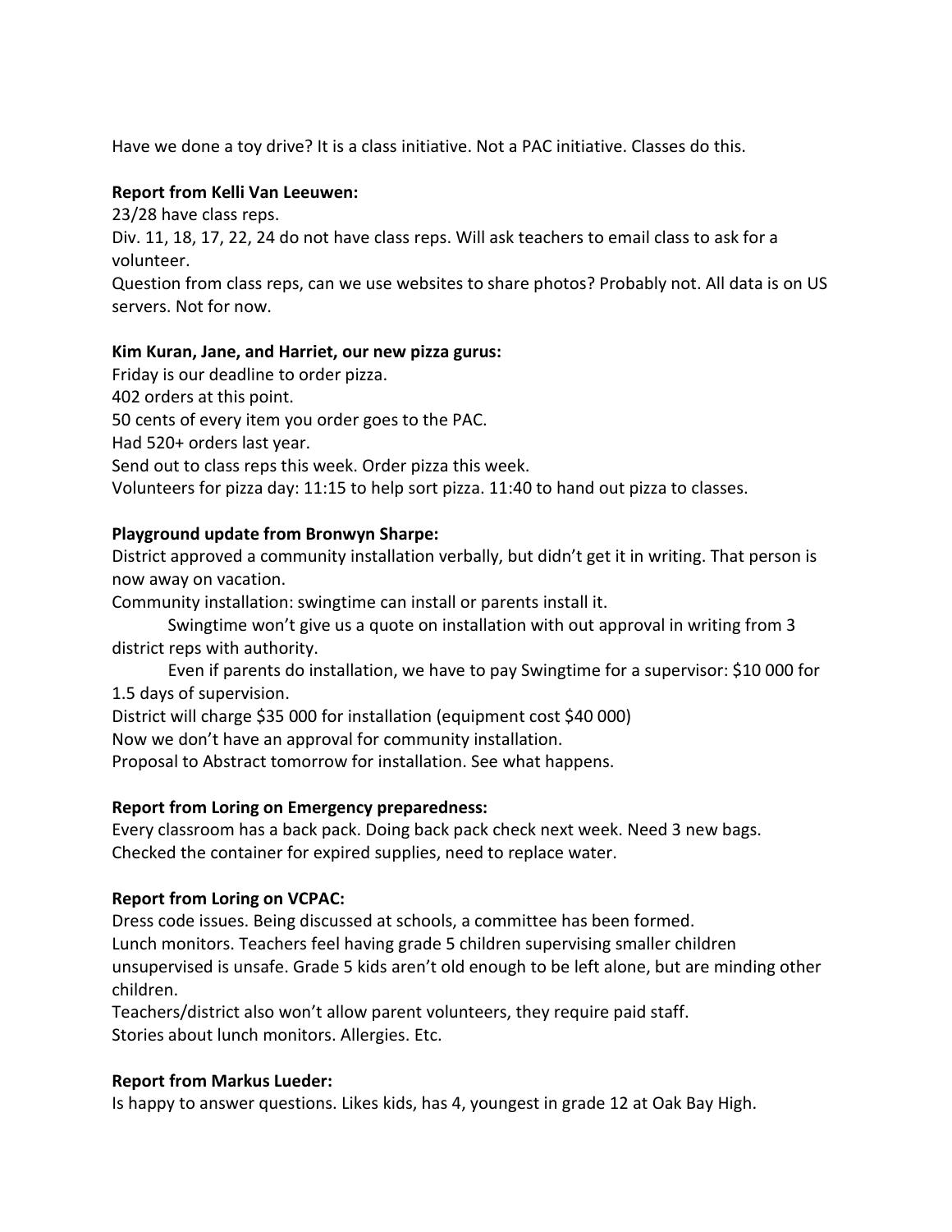Have we done a toy drive? It is a class initiative. Not a PAC initiative. Classes do this.

**Report from Kelli Van Leeuwen:**

23/28 have class reps.
Div. 11, 18, 17, 22, 24 do not have class reps. Will ask teachers to email class to ask for a volunteer.
Question from class reps, can we use websites to share photos? Probably not. All data is on US servers. Not for now.

**Kim Kuran, Jane, and Harriet, our new pizza gurus:**

Friday is our deadline to order pizza.
402 orders at this point.
50 cents of every item you order goes to the PAC.
Had 520+ orders last year.
Send out to class reps this week. Order pizza this week.
Volunteers for pizza day: 11:15 to help sort pizza. 11:40 to hand out pizza to classes.

**Playground update from Bronwyn Sharpe:**

District approved a community installation verbally, but didn't get it in writing. That person is now away on vacation.
Community installation: swingtime can install or parents install it.
Swingtime won't give us a quote on installation with out approval in writing from 3 district reps with authority.
Even if parents do installation, we have to pay Swingtime for a supervisor: $10 000 for 1.5 days of supervision.
District will charge $35 000 for installation (equipment cost $40 000)
Now we don't have an approval for community installation.
Proposal to Abstract tomorrow for installation. See what happens.

**Report from Loring on Emergency preparedness:**

Every classroom has a back pack. Doing back pack check next week. Need 3 new bags.
Checked the container for expired supplies, need to replace water.

**Report from Loring on VCPAC:**

Dress code issues. Being discussed at schools, a committee has been formed.
Lunch monitors. Teachers feel having grade 5 children supervising smaller children unsupervised is unsafe. Grade 5 kids aren't old enough to be left alone, but are minding other children.
Teachers/district also won't allow parent volunteers, they require paid staff.
Stories about lunch monitors. Allergies. Etc.

**Report from Markus Lueder:**

Is happy to answer questions. Likes kids, has 4, youngest in grade 12 at Oak Bay High.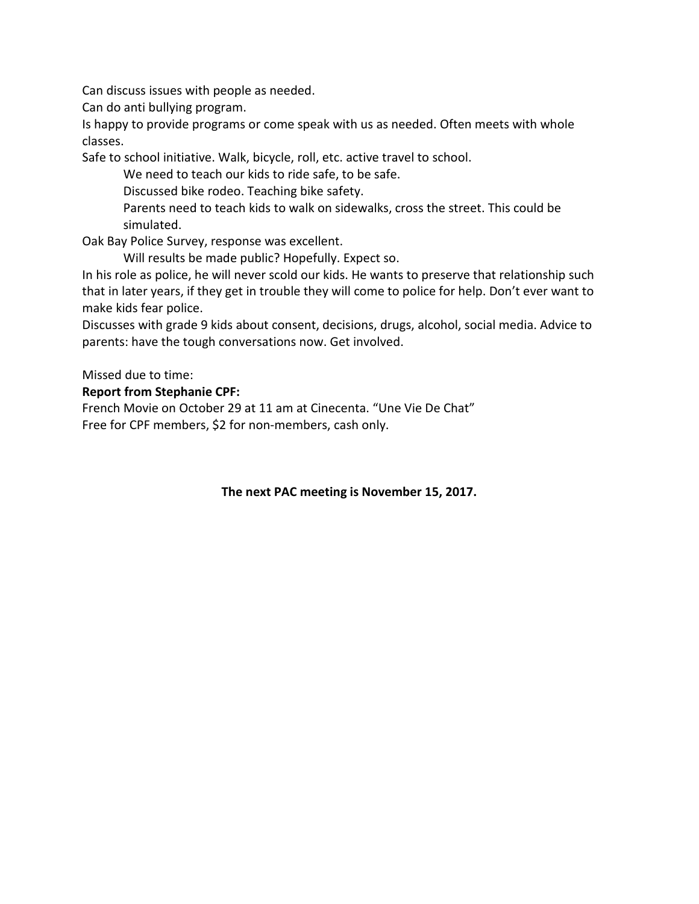Can discuss issues with people as needed.

Can do anti bullying program.

Is happy to provide programs or come speak with us as needed. Often meets with whole classes.

Safe to school initiative. Walk, bicycle, roll, etc. active travel to school.

- We need to teach our kids to ride safe, to be safe.
- Discussed bike rodeo. Teaching bike safety.
- Parents need to teach kids to walk on sidewalks, cross the street. This could be simulated.

Oak Bay Police Survey, response was excellent.

- Will results be made public? Hopefully. Expect so.

In his role as police, he will never scold our kids. He wants to preserve that relationship such that in later years, if they get in trouble they will come to police for help. Don't ever want to make kids fear police.

Discusses with grade 9 kids about consent, decisions, drugs, alcohol, social media. Advice to parents: have the tough conversations now. Get involved.

Missed due to time:

**Report from Stephanie CPF:**

French Movie on October 29 at 11 am at Cinecenta. "Une Vie De Chat"

Free for CPF members, $2 for non-members, cash only.

**The next PAC meeting is November 15, 2017.**